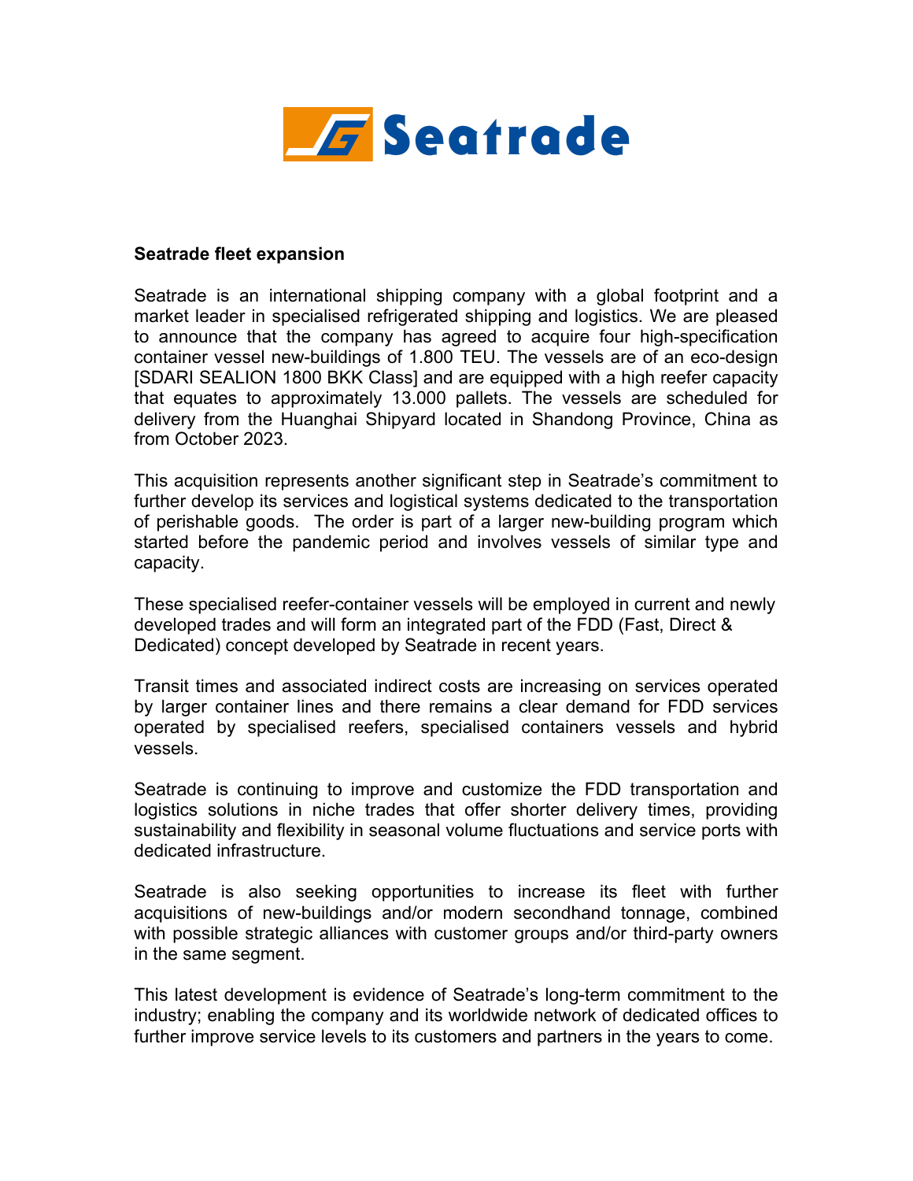**Seatrade fleet expansion**

Seatrade is an international shipping company with a global footprint and a market leader in specialised refrigerated shipping and logistics. We are pleased to announce that the company has agreed to acquire four high-specification container vessel new-buildings of 1.800 TEU. The vessels are of an eco-design [SDARI SEALION 1800 BKK Class] and are equipped with a high reefer capacity that equates to approximately 13.000 pallets. The vessels are scheduled for delivery from the Huanghai Shipyard located in Shandong Province, China as from October 2023.

This acquisition represents another significant step in Seatrade's commitment to further develop its services and logistical systems dedicated to the transportation of perishable goods. The order is part of a larger new-building program which started before the pandemic period and involves vessels of similar type and capacity.

These specialised reefer-container vessels will be employed in current and newly developed trades and will form an integrated part of the FDD (Fast, Direct & Dedicated) concept developed by Seatrade in recent years.

Transit times and associated indirect costs are increasing on services operated by larger container lines and there remains a clear demand for FDD services operated by specialised reefers, specialised containers vessels and hybrid vessels.

Seatrade is continuing to improve and customize the FDD transportation and logistics solutions in niche trades that offer shorter delivery times, providing sustainability and flexibility in seasonal volume fluctuations and service ports with dedicated infrastructure.

Seatrade is also seeking opportunities to increase its fleet with further acquisitions of new-buildings and/or modern secondhand tonnage, combined with possible strategic alliances with customer groups and/or third-party owners in the same segment.

This latest development is evidence of Seatrade's long-term commitment to the industry; enabling the company and its worldwide network of dedicated offices to further improve service levels to its customers and partners in the years to come.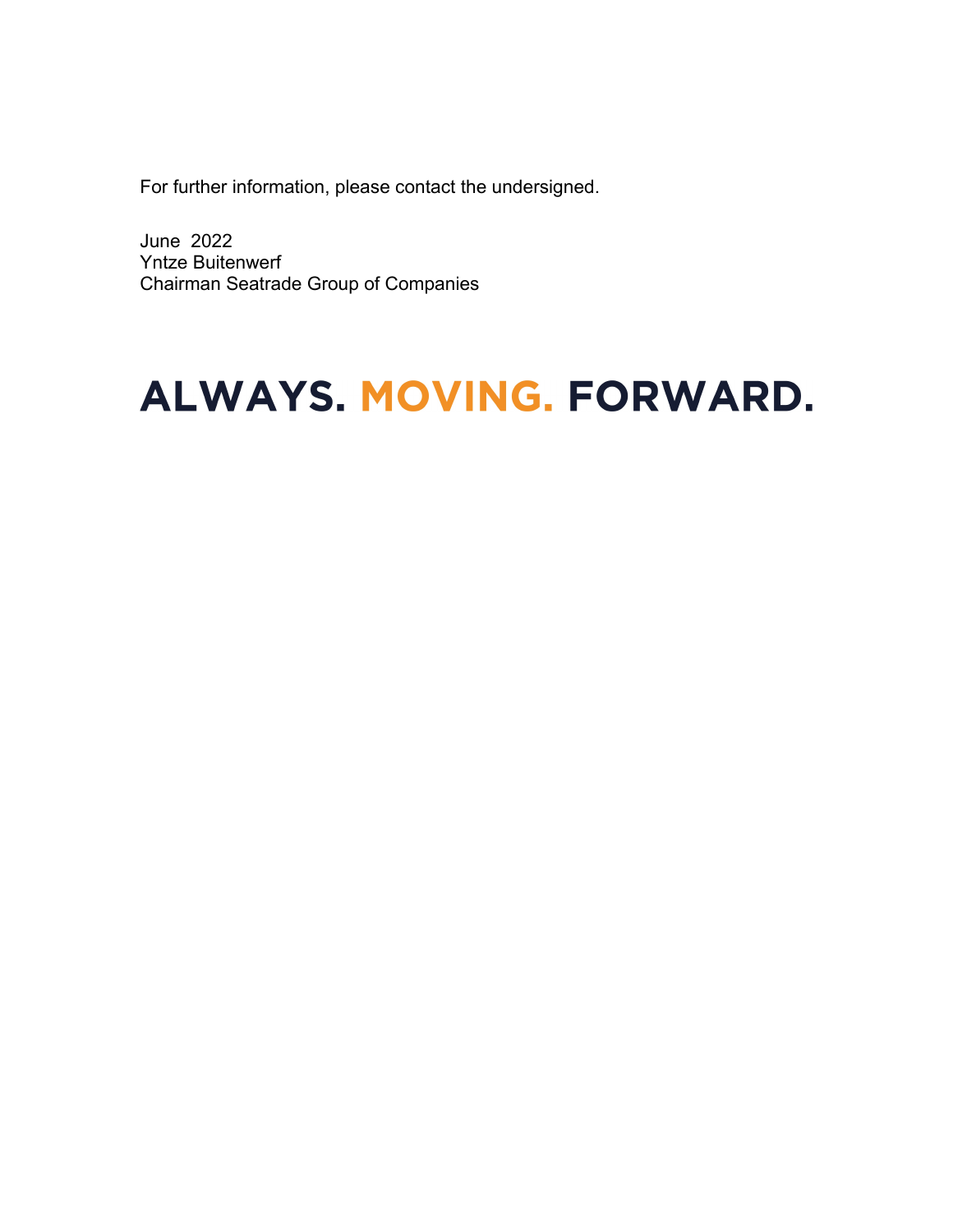For further information, please contact the undersigned.

June 2022
Yntze Buitenwerf
Chairman Seatrade Group of Companies

**ALWAYS. MOVING. FORWARD.**